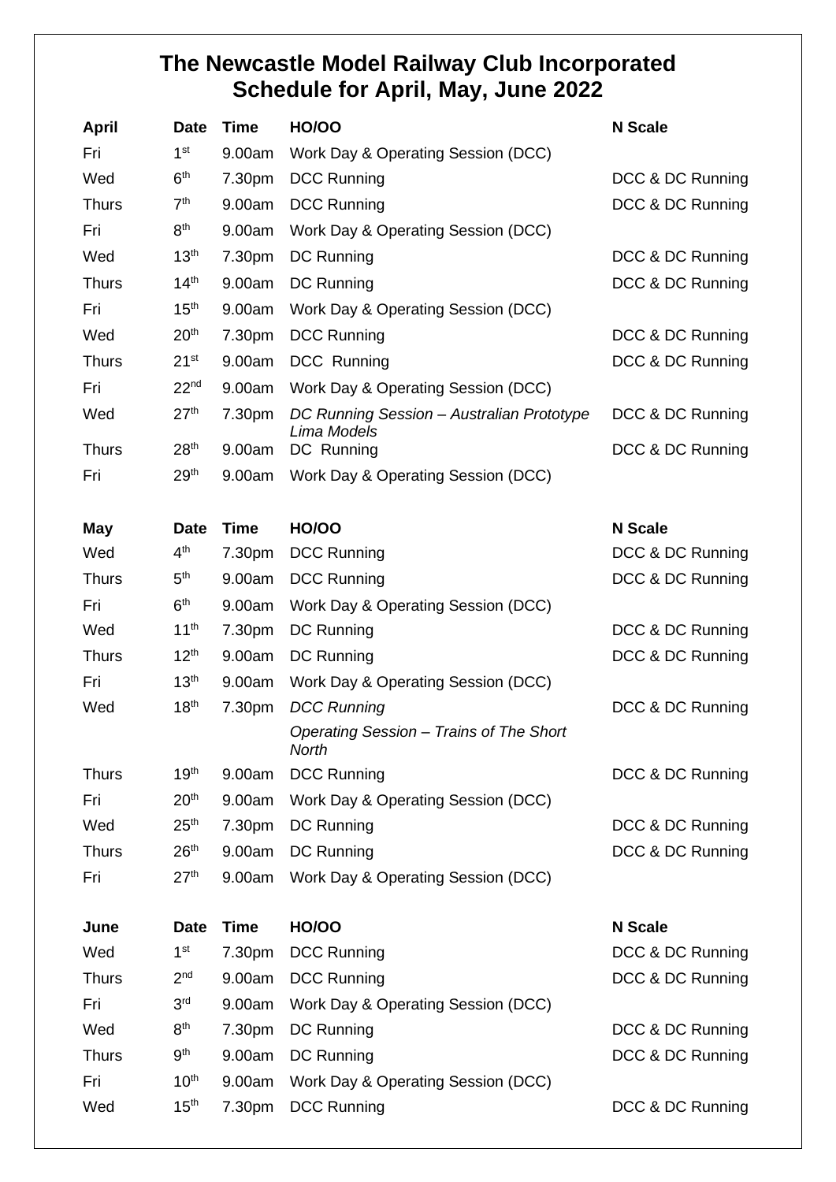# The Newcastle Model Railway Club Incorporated
# Schedule for April, May, June 2022

| April | Date | Time | HO/OO | N Scale |
|---|---|---|---|---|
| Fri | 1st | 9.00am | Work Day & Operating Session (DCC) | |
| Wed | 6th | 7.30pm | DCC Running | DCC & DC Running |
| Thurs | 7th | 9.00am | DCC Running | DCC & DC Running |
| Fri | 8th | 9.00am | Work Day & Operating Session (DCC) | |
| Wed | 13th | 7.30pm | DC Running | DCC & DC Running |
| Thurs | 14th | 9.00am | DC Running | DCC & DC Running |
| Fri | 15th | 9.00am | Work Day & Operating Session (DCC) | |
| Wed | 20th | 7.30pm | DCC Running | DCC & DC Running |
| Thurs | 21st | 9.00am | DCC Running | DCC & DC Running |
| Fri | 22nd | 9.00am | Work Day & Operating Session (DCC) | |
| Wed | 27th | 7.30pm | *DC Running Session – Australian Prototype Lima Models* | DCC & DC Running |
| Thurs | 28th | 9.00am | DC Running | DCC & DC Running |
| Fri | 29th | 9.00am | Work Day & Operating Session (DCC) | |

| May | Date | Time | HO/OO | N Scale |
|---|---|---|---|---|
| Wed | 4th | 7.30pm | DCC Running | DCC & DC Running |
| Thurs | 5th | 9.00am | DCC Running | DCC & DC Running |
| Fri | 6th | 9.00am | Work Day & Operating Session (DCC) | |
| Wed | 11th | 7.30pm | DC Running | DCC & DC Running |
| Thurs | 12th | 9.00am | DC Running | DCC & DC Running |
| Fri | 13th | 9.00am | Work Day & Operating Session (DCC) | |
| Wed | 18th | 7.30pm | *DCC Running* | DCC & DC Running |
| | | | *Operating Session – Trains of The Short North* | |
| Thurs | 19th | 9.00am | DCC Running | DCC & DC Running |
| Fri | 20th | 9.00am | Work Day & Operating Session (DCC) | |
| Wed | 25th | 7.30pm | DC Running | DCC & DC Running |
| Thurs | 26th | 9.00am | DC Running | DCC & DC Running |
| Fri | 27th | 9.00am | Work Day & Operating Session (DCC) | |

| June | Date | Time | HO/OO | N Scale |
|---|---|---|---|---|
| Wed | 1st | 7.30pm | DCC Running | DCC & DC Running |
| Thurs | 2nd | 9.00am | DCC Running | DCC & DC Running |
| Fri | 3rd | 9.00am | Work Day & Operating Session (DCC) | |
| Wed | 8th | 7.30pm | DC Running | DCC & DC Running |
| Thurs | 9th | 9.00am | DC Running | DCC & DC Running |
| Fri | 10th | 9.00am | Work Day & Operating Session (DCC) | |
| Wed | 15th | 7.30pm | DCC Running | DCC & DC Running |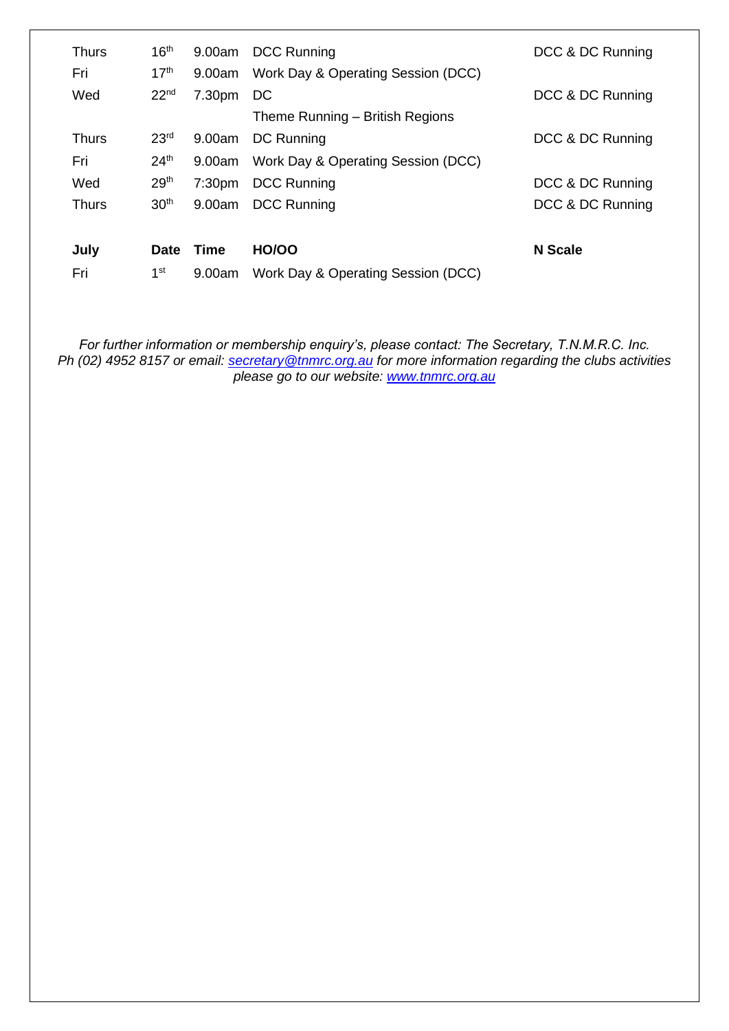| | | | | |
|---|---|---|---|---|
| Thurs | 16th | 9.00am | DCC Running | DCC & DC Running |
| Fri | 17th | 9.00am | Work Day & Operating Session (DCC) | |
| Wed | 22nd | 7.30pm | DC<br>Theme Running – British Regions | DCC & DC Running |
| Thurs | 23rd | 9.00am | DC Running | DCC & DC Running |
| Fri | 24th | 9.00am | Work Day & Operating Session (DCC) | |
| Wed | 29th | 7:30pm | DCC Running | DCC & DC Running |
| Thurs | 30th | 9.00am | DCC Running | DCC & DC Running |
| **July** | **Date** | **Time** | **HO/OO** | **N Scale** |
| Fri | 1st | 9.00am | Work Day & Operating Session (DCC) | |

*For further information or membership enquiry's, please contact: The Secretary, T.N.M.R.C. Inc. Ph (02) 4952 8157 or email: secretary@tnmrc.org.au for more information regarding the clubs activities please go to our website: www.tnmrc.org.au*